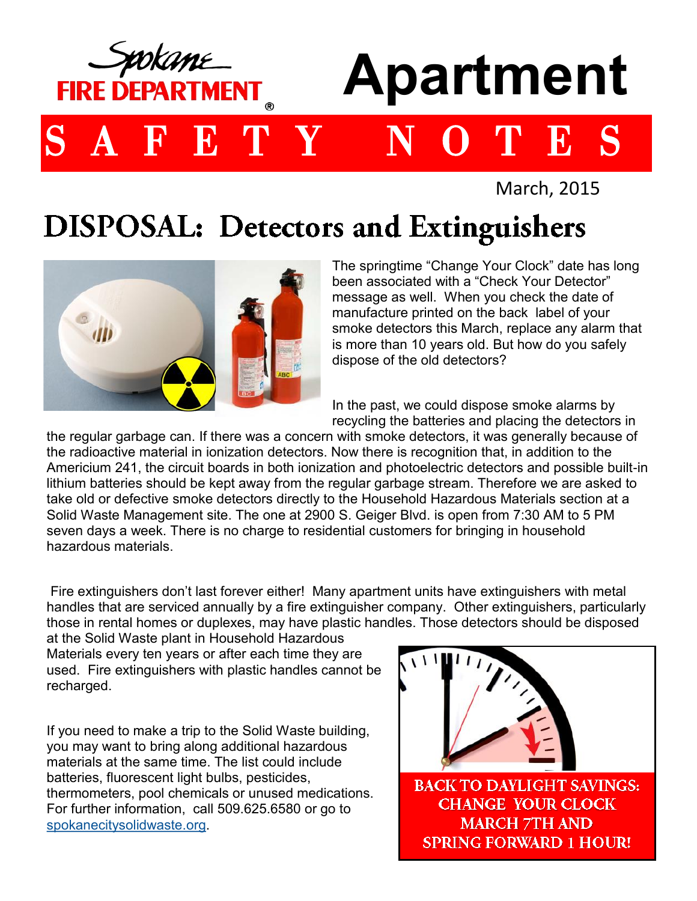Spokane
FIRE DEPARTMENT®

# Apartment

# S A F E T Y N O T E S

March, 2015

## DISPOSAL: Detectors and Extinguishers

The springtime "Change Your Clock" date has long been associated with a "Check Your Detector" message as well. When you check the date of manufacture printed on the back label of your smoke detectors this March, replace any alarm that is more than 10 years old. But how do you safely dispose of the old detectors?

In the past, we could dispose smoke alarms by recycling the batteries and placing the detectors in the regular garbage can. If there was a concern with smoke detectors, it was generally because of the radioactive material in ionization detectors. Now there is recognition that, in addition to the Americium 241, the circuit boards in both ionization and photoelectric detectors and possible built-in lithium batteries should be kept away from the regular garbage stream. Therefore we are asked to take old or defective smoke detectors directly to the Household Hazardous Materials section at a Solid Waste Management site. The one at 2900 S. Geiger Blvd. is open from 7:30 AM to 5 PM seven days a week. There is no charge to residential customers for bringing in household hazardous materials.

Fire extinguishers don't last forever either! Many apartment units have extinguishers with metal handles that are serviced annually by a fire extinguisher company. Other extinguishers, particularly those in rental homes or duplexes, may have plastic handles. Those detectors should be disposed at the Solid Waste plant in Household Hazardous Materials every ten years or after each time they are used. Fire extinguishers with plastic handles cannot be recharged.

If you need to make a trip to the Solid Waste building, you may want to bring along additional hazardous materials at the same time. The list could include batteries, fluorescent light bulbs, pesticides, thermometers, pool chemicals or unused medications. For further information, call 509.625.6580 or go to [spokanecitysolidwaste.org](spokanecitysolidwaste.org).

**BACK TO DAYLIGHT SAVINGS: CHANGE YOUR CLOCK MARCH 7TH AND SPRING FORWARD 1 HOUR!**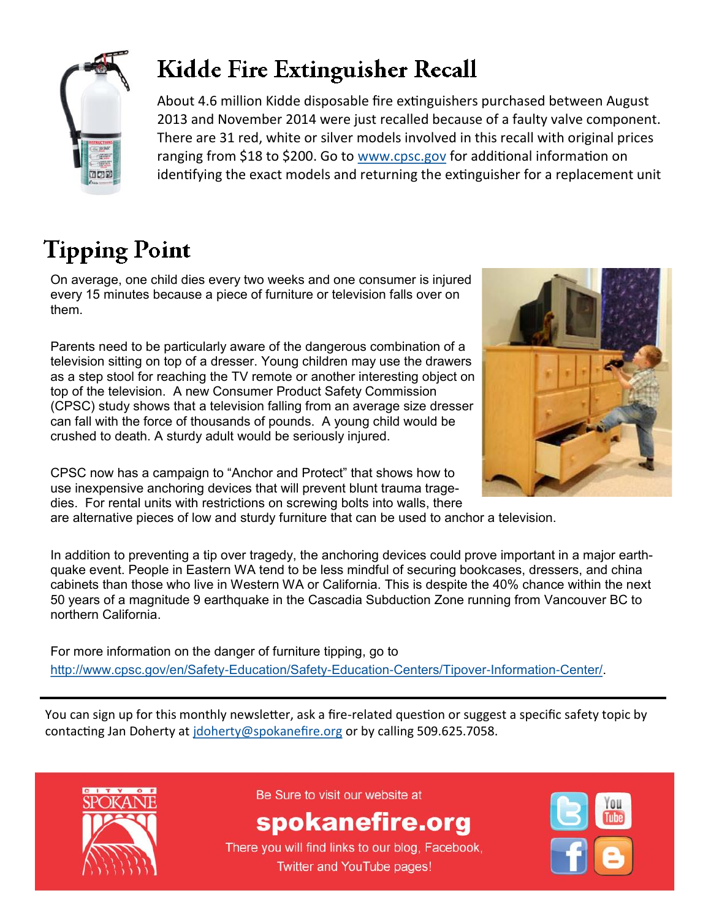## Kidde Fire Extinguisher Recall

About 4.6 million Kidde disposable fire extinguishers purchased between August 2013 and November 2014 were just recalled because of a faulty valve component. There are 31 red, white or silver models involved in this recall with original prices ranging from $18 to $200. Go to www.cpsc.gov for additional information on identifying the exact models and returning the extinguisher for a replacement unit

## Tipping Point

On average, one child dies every two weeks and one consumer is injured every 15 minutes because a piece of furniture or television falls over on them.

Parents need to be particularly aware of the dangerous combination of a television sitting on top of a dresser. Young children may use the drawers as a step stool for reaching the TV remote or another interesting object on top of the television. A new Consumer Product Safety Commission (CPSC) study shows that a television falling from an average size dresser can fall with the force of thousands of pounds. A young child would be crushed to death. A sturdy adult would be seriously injured.

CPSC now has a campaign to "Anchor and Protect" that shows how to use inexpensive anchoring devices that will prevent blunt trauma tragedies. For rental units with restrictions on screwing bolts into walls, there are alternative pieces of low and sturdy furniture that can be used to anchor a television.

In addition to preventing a tip over tragedy, the anchoring devices could prove important in a major earthquake event. People in Eastern WA tend to be less mindful of securing bookcases, dressers, and china cabinets than those who live in Western WA or California. This is despite the 40% chance within the next 50 years of a magnitude 9 earthquake in the Cascadia Subduction Zone running from Vancouver BC to northern California.

For more information on the danger of furniture tipping, go to http://www.cpsc.gov/en/Safety-Education/Safety-Education-Centers/Tipover-Information-Center/.

---

You can sign up for this monthly newsletter, ask a fire-related question or suggest a specific safety topic by contacting Jan Doherty at jdoherty@spokanefire.org or by calling 509.625.7058.

Be Sure to visit our website at

**spokanefire.org**

There you will find links to our blog, Facebook, Twitter and YouTube pages!